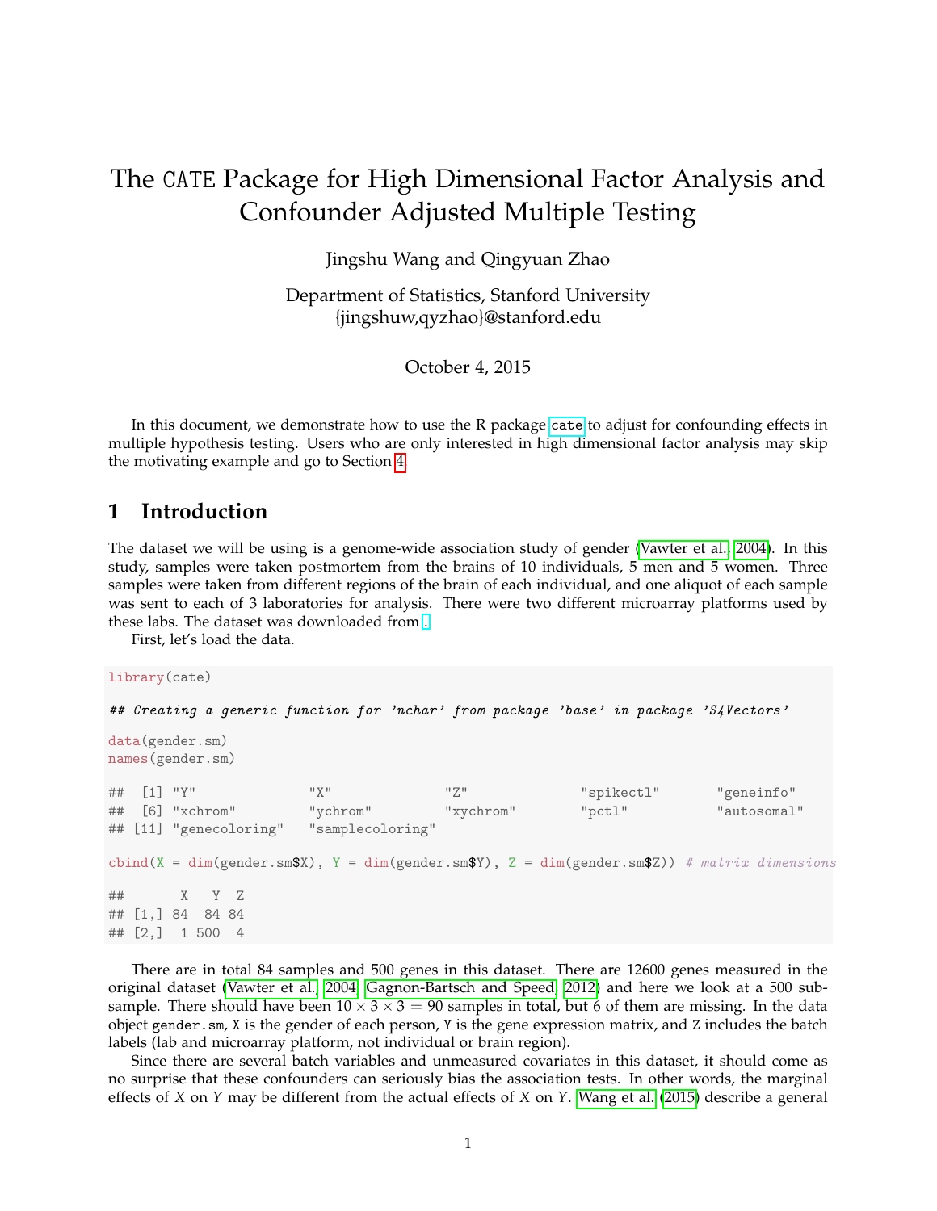#  The CATE Package for High Dimensional Factor Analysis and Confounder Adjusted Multiple Testing

Jingshu Wang and Qingyuan Zhao

Department of Statistics, Stanford University
{jingshuw,qyzhao}@stanford.edu

October 4, 2015

In this document, we demonstrate how to use the R package cate to adjust for confounding effects in multiple hypothesis testing. Users who are only interested in high dimensional factor analysis may skip the motivating example and go to Section 4.

## 1 Introduction

The dataset we will be using is a genome-wide association study of gender (Vawter et al., 2004). In this study, samples were taken postmortem from the brains of 10 individuals, 5 men and 5 women. Three samples were taken from different regions of the brain of each individual, and one aliquot of each sample was sent to each of 3 laboratories for analysis. There were two different microarray platforms used by these labs. The dataset was downloaded from .

First, let's load the data.

```
library(cate)

## Creating a generic function for 'nchar' from package 'base' in package 'S4Vectors'

data(gender.sm)
names(gender.sm)

##  [1] "Y"              "X"              "Z"              "spikectl"       "geneinfo"
##  [6] "xchrom"         "ychrom"         "xychrom"        "pctl"           "autosomal"
## [11] "genecoloring"   "samplecoloring"

cbind(X = dim(gender.sm$X), Y = dim(gender.sm$Y), Z = dim(gender.sm$Z)) # matrix dimensions

##       X   Y  Z
## [1,] 84  84 84
## [2,]  1 500  4
```

There are in total 84 samples and 500 genes in this dataset. There are 12600 genes measured in the original dataset (Vawter et al., 2004; Gagnon-Bartsch and Speed, 2012) and here we look at a 500 sub-sample. There should have been $10 \times 3 \times 3 = 90$ samples in total, but 6 of them are missing. In the data object gender.sm, X is the gender of each person, Y is the gene expression matrix, and Z includes the batch labels (lab and microarray platform, not individual or brain region).

Since there are several batch variables and unmeasured covariates in this dataset, it should come as no surprise that these confounders can seriously bias the association tests. In other words, the marginal effects of $X$ on $Y$ may be different from the actual effects of $X$ on $Y$. Wang et al. (2015) describe a general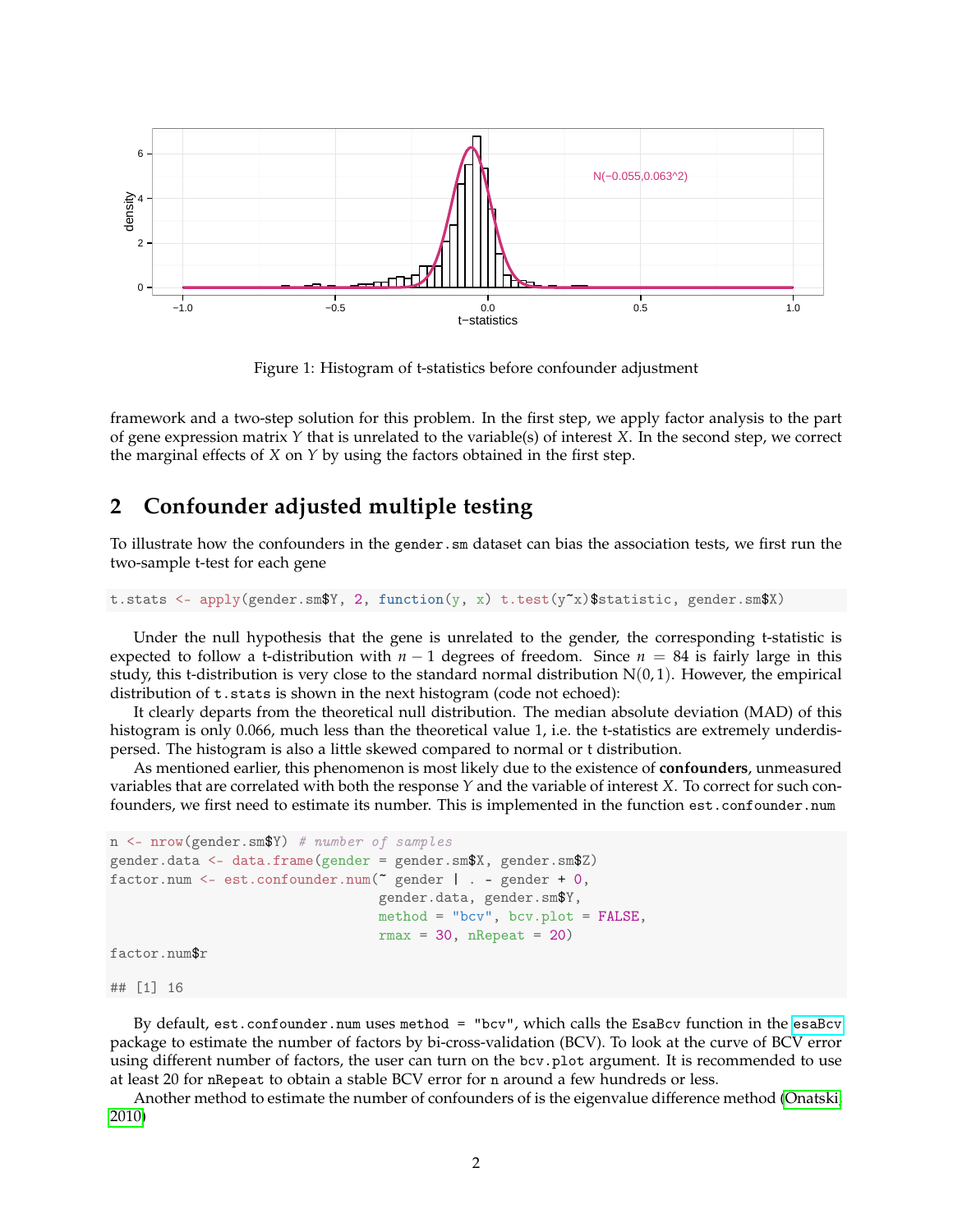Figure 1: Histogram of t-statistics before confounder adjustment

framework and a two-step solution for this problem. In the first step, we apply factor analysis to the part of gene expression matrix $Y$ that is unrelated to the variable(s) of interest $X$. In the second step, we correct the marginal effects of $X$ on $Y$ by using the factors obtained in the first step.

## 2 Confounder adjusted multiple testing

To illustrate how the confounders in the `gender.sm` dataset can bias the association tests, we first run the two-sample t-test for each gene

```
t.stats <- apply(gender.sm$Y, 2, function(y, x) t.test(y~x)$statistic, gender.sm$X)
```

Under the null hypothesis that the gene is unrelated to the gender, the corresponding t-statistic is expected to follow a t-distribution with $n - 1$ degrees of freedom. Since $n = 84$ is fairly large in this study, this t-distribution is very close to the standard normal distribution $\mathrm{N}(0, 1)$. However, the empirical distribution of `t.stats` is shown in the next histogram (code not echoed):

It clearly departs from the theoretical null distribution. The median absolute deviation (MAD) of this histogram is only 0.066, much less than the theoretical value 1, i.e. the t-statistics are extremely underdispersed. The histogram is also a little skewed compared to normal or t distribution.

As mentioned earlier, this phenomenon is most likely due to the existence of **confounders**, unmeasured variables that are correlated with both the response $Y$ and the variable of interest $X$. To correct for such confounders, we first need to estimate its number. This is implemented in the function `est.confounder.num`

```
n <- nrow(gender.sm$Y) # number of samples
gender.data <- data.frame(gender = gender.sm$X, gender.sm$Z)
factor.num <- est.confounder.num(~ gender | . - gender + 0,
                                 gender.data, gender.sm$Y,
                                 method = "bcv", bcv.plot = FALSE,
                                 rmax = 30, nRepeat = 20)
factor.num$r

## [1] 16
```

By default, `est.confounder.num` uses `method = "bcv"`, which calls the `EsaBcv` function in the `esaBcv` package to estimate the number of factors by bi-cross-validation (BCV). To look at the curve of BCV error using different number of factors, the user can turn on the `bcv.plot` argument. It is recommended to use at least 20 for `nRepeat` to obtain a stable BCV error for `n` around a few hundreds or less.

Another method to estimate the number of confounders of is the eigenvalue difference method (Onatski, 2010)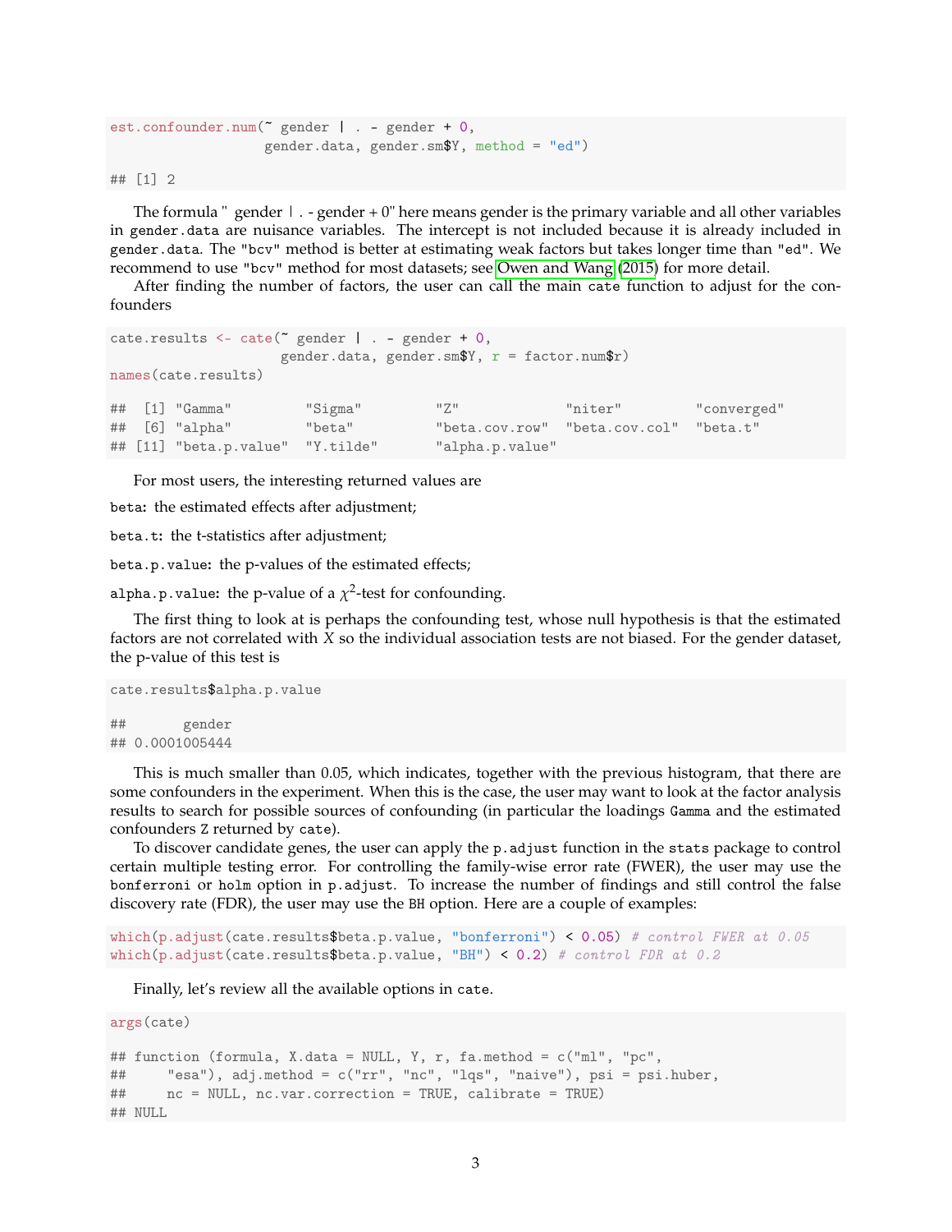```
est.confounder.num(~ gender | . - gender + 0,
                   gender.data, gender.sm$Y, method = "ed")

## [1] 2
```

The formula " gender | . - gender + 0" here means gender is the primary variable and all other variables in `gender.data` are nuisance variables. The intercept is not included because it is already included in `gender.data`. The `"bcv"` method is better at estimating weak factors but takes longer time than `"ed"`. We recommend to use `"bcv"` method for most datasets; see Owen and Wang (2015) for more detail.

After finding the number of factors, the user can call the main `cate` function to adjust for the confounders

```
cate.results <- cate(~ gender | . - gender + 0,
                     gender.data, gender.sm$Y, r = factor.num$r)
names(cate.results)

##  [1] "Gamma"          "Sigma"          "Z"              "niter"          "converged"
##  [6] "alpha"          "beta"           "beta.cov.row"   "beta.cov.col"   "beta.t"
## [11] "beta.p.value"   "Y.tilde"        "alpha.p.value"
```

For most users, the interesting returned values are

`beta`: the estimated effects after adjustment;

`beta.t`: the t-statistics after adjustment;

`beta.p.value`: the p-values of the estimated effects;

`alpha.p.value`: the p-value of a $\chi^2$-test for confounding.

The first thing to look at is perhaps the confounding test, whose null hypothesis is that the estimated factors are not correlated with $X$ so the individual association tests are not biased. For the gender dataset, the p-value of this test is

```
cate.results$alpha.p.value

##       gender
## 0.0001005444
```

This is much smaller than 0.05, which indicates, together with the previous histogram, that there are some confounders in the experiment. When this is the case, the user may want to look at the factor analysis results to search for possible sources of confounding (in particular the loadings `Gamma` and the estimated confounders `Z` returned by `cate`).

To discover candidate genes, the user can apply the `p.adjust` function in the `stats` package to control certain multiple testing error. For controlling the family-wise error rate (FWER), the user may use the `bonferroni` or `holm` option in `p.adjust`. To increase the number of findings and still control the false discovery rate (FDR), the user may use the `BH` option. Here are a couple of examples:

```
which(p.adjust(cate.results$beta.p.value, "bonferroni") < 0.05) # control FWER at 0.05
which(p.adjust(cate.results$beta.p.value, "BH") < 0.2) # control FDR at 0.2
```

Finally, let's review all the available options in `cate`.

```
args(cate)

## function (formula, X.data = NULL, Y, r, fa.method = c("ml", "pc",
##     "esa"), adj.method = c("rr", "nc", "lqs", "naive"), psi = psi.huber,
##     nc = NULL, nc.var.correction = TRUE, calibrate = TRUE)
## NULL
```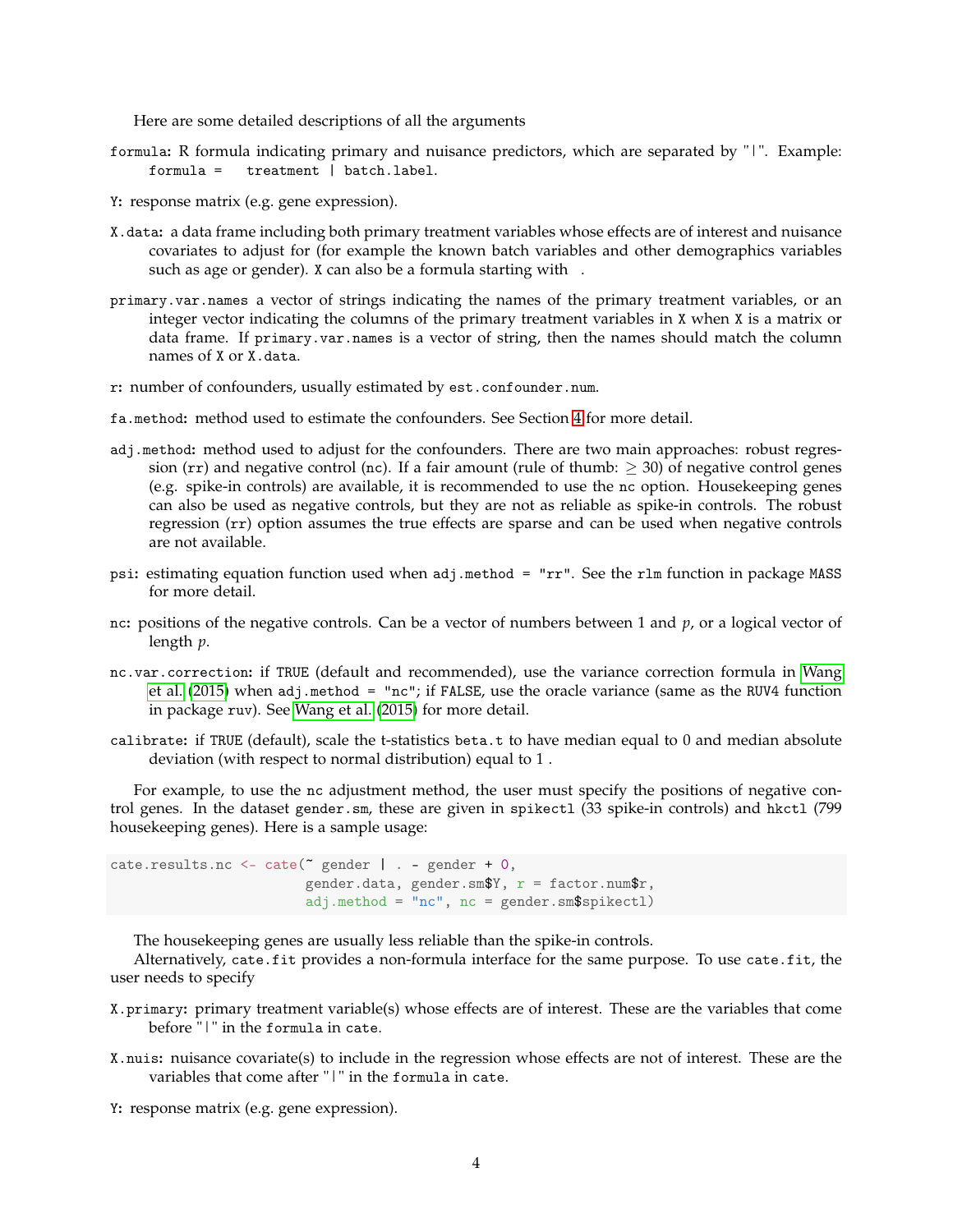Here are some detailed descriptions of all the arguments

`formula`: R formula indicating primary and nuisance predictors, which are separated by "|". Example: `formula = treatment | batch.label`.

`Y`: response matrix (e.g. gene expression).

`X.data`: a data frame including both primary treatment variables whose effects are of interest and nuisance covariates to adjust for (for example the known batch variables and other demographics variables such as age or gender). `X` can also be a formula starting with ~.

`primary.var.names` a vector of strings indicating the names of the primary treatment variables, or an integer vector indicating the columns of the primary treatment variables in `X` when `X` is a matrix or data frame. If `primary.var.names` is a vector of string, then the names should match the column names of `X` or `X.data`.

`r`: number of confounders, usually estimated by `est.confounder.num`.

`fa.method`: method used to estimate the confounders. See Section 4 for more detail.

`adj.method`: method used to adjust for the confounders. There are two main approaches: robust regression (`rr`) and negative control (`nc`). If a fair amount (rule of thumb: $\geq 30$) of negative control genes (e.g. spike-in controls) are available, it is recommended to use the `nc` option. Housekeeping genes can also be used as negative controls, but they are not as reliable as spike-in controls. The robust regression (`rr`) option assumes the true effects are sparse and can be used when negative controls are not available.

`psi`: estimating equation function used when `adj.method = "rr"`. See the `rlm` function in package `MASS` for more detail.

`nc`: positions of the negative controls. Can be a vector of numbers between 1 and $p$, or a logical vector of length $p$.

`nc.var.correction`: if `TRUE` (default and recommended), use the variance correction formula in Wang et al. (2015) when `adj.method = "nc"`; if `FALSE`, use the oracle variance (same as the `RUV4` function in package `ruv`). See Wang et al. (2015) for more detail.

`calibrate`: if `TRUE` (default), scale the t-statistics `beta.t` to have median equal to 0 and median absolute deviation (with respect to normal distribution) equal to 1 .

For example, to use the `nc` adjustment method, the user must specify the positions of negative control genes. In the dataset `gender.sm`, these are given in `spikectl` (33 spike-in controls) and `hkctl` (799 housekeeping genes). Here is a sample usage:

```
cate.results.nc <- cate(~ gender | . - gender + 0,
                        gender.data, gender.sm$Y, r = factor.num$r,
                        adj.method = "nc", nc = gender.sm$spikectl)
```

The housekeeping genes are usually less reliable than the spike-in controls.

Alternatively, `cate.fit` provides a non-formula interface for the same purpose. To use `cate.fit`, the user needs to specify

`X.primary`: primary treatment variable(s) whose effects are of interest. These are the variables that come before "|" in the `formula` in `cate`.

`X.nuis`: nuisance covariate(s) to include in the regression whose effects are not of interest. These are the variables that come after "|" in the `formula` in `cate`.

`Y`: response matrix (e.g. gene expression).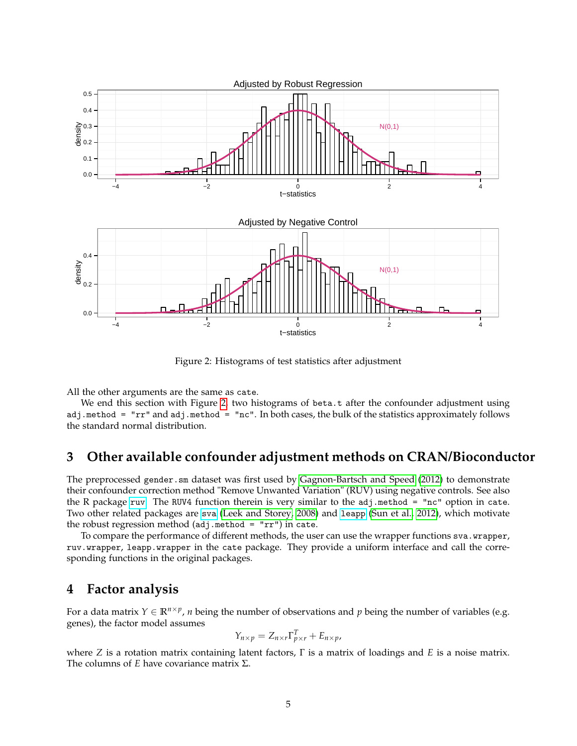Figure 2: Histograms of test statistics after adjustment

All the other arguments are the same as `cate`.

We end this section with Figure 2, two histograms of `beta.t` after the confounder adjustment using `adj.method = "rr"` and `adj.method = "nc"`. In both cases, the bulk of the statistics approximately follows the standard normal distribution.

## 3 Other available confounder adjustment methods on CRAN/Bioconductor

The preprocessed `gender.sm` dataset was first used by Gagnon-Bartsch and Speed (2012) to demonstrate their confounder correction method "Remove Unwanted Variation" (RUV) using negative controls. See also the R package `ruv`. The `RUV4` function therein is very similar to the `adj.method = "nc"` option in `cate`. Two other related packages are `sva` (Leek and Storey, 2008) and `leapp` (Sun et al., 2012), which motivate the robust regression method (`adj.method = "rr"`) in `cate`.

To compare the performance of different methods, the user can use the wrapper functions `sva.wrapper`, `ruv.wrapper`, `leapp.wrapper` in the `cate` package. They provide a uniform interface and call the corresponding functions in the original packages.

## 4 Factor analysis

For a data matrix $Y \in \mathbb{R}^{n \times p}$, $n$ being the number of observations and $p$ being the number of variables (e.g. genes), the factor model assumes

$$Y_{n \times p} = Z_{n \times r} \Gamma_{p \times r}^T + E_{n \times p},$$

where $Z$ is a rotation matrix containing latent factors, $\Gamma$ is a matrix of loadings and $E$ is a noise matrix. The columns of $E$ have covariance matrix $\Sigma$.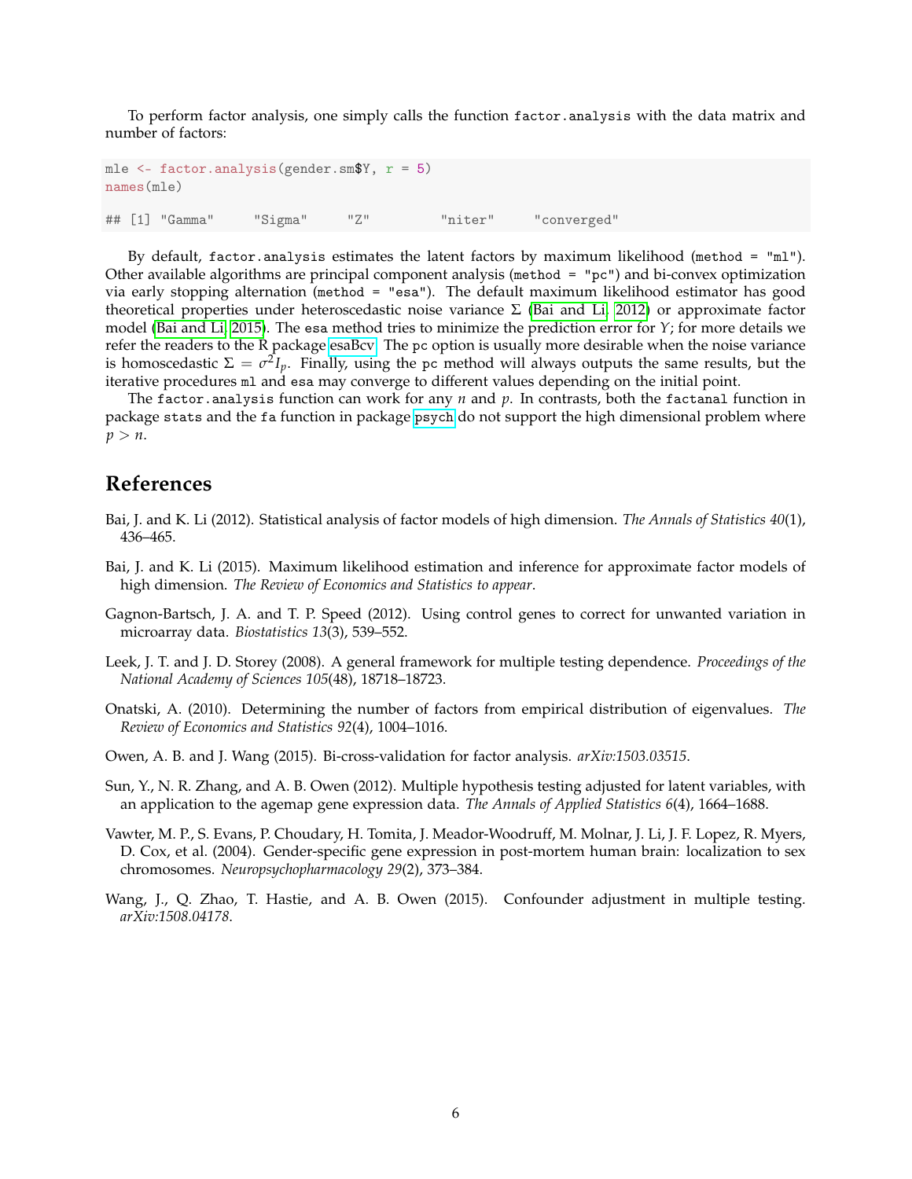To perform factor analysis, one simply calls the function `factor.analysis` with the data matrix and number of factors:

```
mle <- factor.analysis(gender.sm$Y, r = 5)
names(mle)

## [1] "Gamma"     "Sigma"     "Z"         "niter"     "converged"
```

By default, `factor.analysis` estimates the latent factors by maximum likelihood (`method = "ml"`). Other available algorithms are principal component analysis (`method = "pc"`) and bi-convex optimization via early stopping alternation (`method = "esa"`). The default maximum likelihood estimator has good theoretical properties under heteroscedastic noise variance $\Sigma$ (Bai and Li, 2012) or approximate factor model (Bai and Li, 2015). The `esa` method tries to minimize the prediction error for $Y$; for more details we refer the readers to the R package esaBcv. The `pc` option is usually more desirable when the noise variance is homoscedastic $\Sigma = \sigma^2 I_p$. Finally, using the `pc` method will always outputs the same results, but the iterative procedures `ml` and `esa` may converge to different values depending on the initial point.

The `factor.analysis` function can work for any $n$ and $p$. In contrasts, both the `factanal` function in package `stats` and the `fa` function in package psych do not support the high dimensional problem where $p > n$.

## References

Bai, J. and K. Li (2012). Statistical analysis of factor models of high dimension. *The Annals of Statistics 40*(1), 436–465.

Bai, J. and K. Li (2015). Maximum likelihood estimation and inference for approximate factor models of high dimension. *The Review of Economics and Statistics to appear*.

Gagnon-Bartsch, J. A. and T. P. Speed (2012). Using control genes to correct for unwanted variation in microarray data. *Biostatistics 13*(3), 539–552.

Leek, J. T. and J. D. Storey (2008). A general framework for multiple testing dependence. *Proceedings of the National Academy of Sciences 105*(48), 18718–18723.

Onatski, A. (2010). Determining the number of factors from empirical distribution of eigenvalues. *The Review of Economics and Statistics 92*(4), 1004–1016.

Owen, A. B. and J. Wang (2015). Bi-cross-validation for factor analysis. *arXiv:1503.03515*.

Sun, Y., N. R. Zhang, and A. B. Owen (2012). Multiple hypothesis testing adjusted for latent variables, with an application to the agemap gene expression data. *The Annals of Applied Statistics 6*(4), 1664–1688.

Vawter, M. P., S. Evans, P. Choudary, H. Tomita, J. Meador-Woodruff, M. Molnar, J. Li, J. F. Lopez, R. Myers, D. Cox, et al. (2004). Gender-specific gene expression in post-mortem human brain: localization to sex chromosomes. *Neuropsychopharmacology 29*(2), 373–384.

Wang, J., Q. Zhao, T. Hastie, and A. B. Owen (2015). Confounder adjustment in multiple testing. *arXiv:1508.04178*.